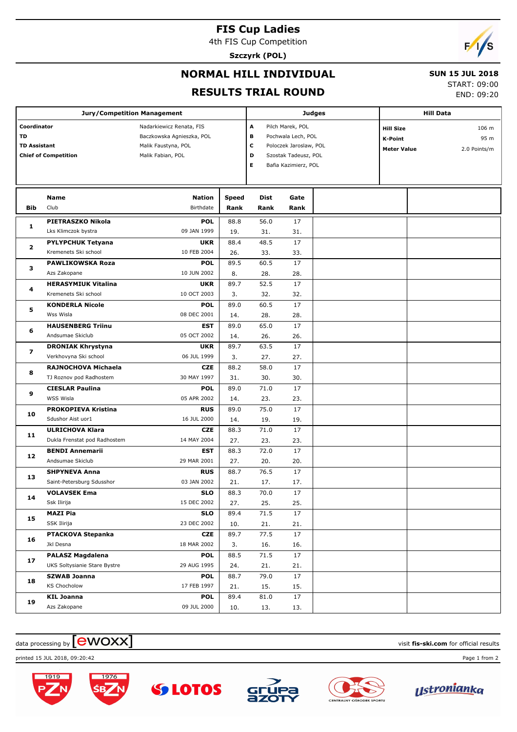# FIS Cup Ladies

4th FIS Cup Competition

**Szczyrk (POL)**

## NORMAL HILL INDIVIDUAL

## RESULTS TRIAL ROUND

**SUN 15 JUL 2018**

START: 09:00

END: 09:20

| Jury/Competition Management | |
|---|---|
| **Coordinator** | Nadarkiewicz Renata, FIS |
| **TD** | Baczkowska Agnieszka, POL |
| **TD Assistant** | Malik Faustyna, POL |
| **Chief of Competition** | Malik Fabian, POL |

| Judges | |
|---|---|
| **A** | Pilch Marek, POL |
| **B** | Pochwala Lech, POL |
| **C** | Poloczek Jaroslaw, POL |
| **D** | Szostak Tadeusz, POL |
| **E** | Bafia Kazimierz, POL |

| Hill Data | |
|---|---|
| **Hill Size** | 106 m |
| **K-Point** | 95 m |
| **Meter Value** | 2.0 Points/m |

| Bib | Name / Club | Nation / Birthdate | Speed / Rank | Dist / Rank | Gate / Rank |
|---|---|---|---|---|---|
| 1 | **PIETRASZKO Nikola** | **POL** | 88.8 | 56.0 | 17 |
| | Lks Klimczok bystra | 09 JAN 1999 | 19. | 31. | 31. |
| 2 | **PYLYPCHUK Tetyana** | **UKR** | 88.4 | 48.5 | 17 |
| | Kremenets Ski school | 10 FEB 2004 | 26. | 33. | 33. |
| 3 | **PAWLIKOWSKA Roza** | **POL** | 89.5 | 60.5 | 17 |
| | Azs Zakopane | 10 JUN 2002 | 8. | 28. | 28. |
| 4 | **HERASYMIUK Vitalina** | **UKR** | 89.7 | 52.5 | 17 |
| | Kremenets Ski school | 10 OCT 2003 | 3. | 32. | 32. |
| 5 | **KONDERLA Nicole** | **POL** | 89.0 | 60.5 | 17 |
| | Wss Wisla | 08 DEC 2001 | 14. | 28. | 28. |
| 6 | **HAUSENBERG Triinu** | **EST** | 89.0 | 65.0 | 17 |
| | Andsumae Skiclub | 05 OCT 2002 | 14. | 26. | 26. |
| 7 | **DRONIAK Khrystyna** | **UKR** | 89.7 | 63.5 | 17 |
| | Verkhovyna Ski school | 06 JUL 1999 | 3. | 27. | 27. |
| 8 | **RAJNOCHOVA Michaela** | **CZE** | 88.2 | 58.0 | 17 |
| | TJ Roznov pod Radhostem | 30 MAY 1997 | 31. | 30. | 30. |
| 9 | **CIESLAR Paulina** | **POL** | 89.0 | 71.0 | 17 |
| | WSS Wisla | 05 APR 2002 | 14. | 23. | 23. |
| 10 | **PROKOPIEVA Kristina** | **RUS** | 89.0 | 75.0 | 17 |
| | Sdushor Aist uor1 | 16 JUL 2000 | 14. | 19. | 19. |
| 11 | **ULRICHOVA Klara** | **CZE** | 88.3 | 71.0 | 17 |
| | Dukla Frenstat pod Radhostem | 14 MAY 2004 | 27. | 23. | 23. |
| 12 | **BENDI Annemarii** | **EST** | 88.3 | 72.0 | 17 |
| | Andsumae Skiclub | 29 MAR 2001 | 27. | 20. | 20. |
| 13 | **SHPYNEVA Anna** | **RUS** | 88.7 | 76.5 | 17 |
| | Saint-Petersburg Sdusshor | 03 JAN 2002 | 21. | 17. | 17. |
| 14 | **VOLAVSEK Ema** | **SLO** | 88.3 | 70.0 | 17 |
| | Ssk Ilirija | 15 DEC 2002 | 27. | 25. | 25. |
| 15 | **MAZI Pia** | **SLO** | 89.4 | 71.5 | 17 |
| | SSK Ilirija | 23 DEC 2002 | 10. | 21. | 21. |
| 16 | **PTACKOVA Stepanka** | **CZE** | 89.7 | 77.5 | 17 |
| | Jkl Desna | 18 MAR 2002 | 3. | 16. | 16. |
| 17 | **PALASZ Magdalena** | **POL** | 88.5 | 71.5 | 17 |
| | UKS Soltysianie Stare Bystre | 29 AUG 1995 | 24. | 21. | 21. |
| 18 | **SZWAB Joanna** | **POL** | 88.7 | 79.0 | 17 |
| | KS Chocholow | 17 FEB 1997 | 21. | 15. | 15. |
| 19 | **KIL Joanna** | **POL** | 89.4 | 81.0 | 17 |
| | Azs Zakopane | 09 JUL 2000 | 10. | 13. | 13. |

data processing by ewoxx — visit **fis-ski.com** for official results

printed 15 JUL 2018, 09:20:42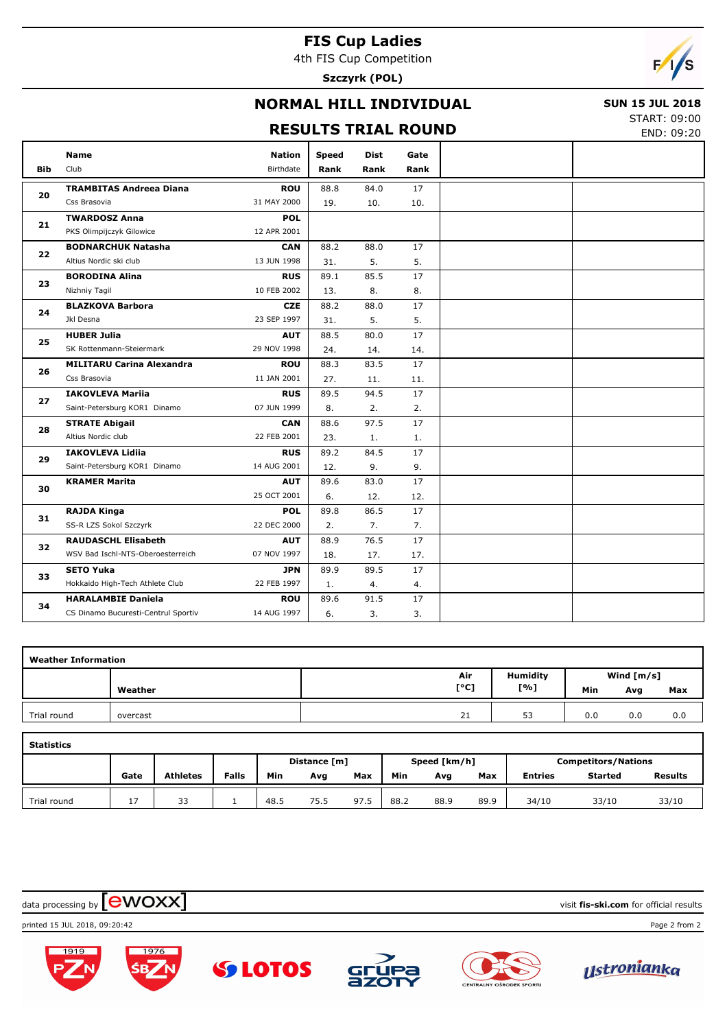# FIS Cup Ladies

4th FIS Cup Competition

**Szczyrk (POL)**

## NORMAL HILL INDIVIDUAL

## RESULTS TRIAL ROUND

**SUN 15 JUL 2018**

START: 09:00

END: 09:20

| Bib | Name / Club | Nation / Birthdate | Speed / Rank | Dist / Rank | Gate / Rank |
|---|---|---|---|---|---|
| 20 | **TRAMBITAS Andreea Diana** / Css Brasovia | **ROU** / 31 MAY 2000 | 88.8 / 19. | 84.0 / 10. | 17 / 10. |
| 21 | **TWARDOSZ Anna** / PKS Olimpijczyk Gilowice | **POL** / 12 APR 2001 | | | |
| 22 | **BODNARCHUK Natasha** / Altius Nordic ski club | **CAN** / 13 JUN 1998 | 88.2 / 31. | 88.0 / 5. | 17 / 5. |
| 23 | **BORODINA Alina** / Nizhniy Tagil | **RUS** / 10 FEB 2002 | 89.1 / 13. | 85.5 / 8. | 17 / 8. |
| 24 | **BLAZKOVA Barbora** / Jkl Desna | **CZE** / 23 SEP 1997 | 88.2 / 31. | 88.0 / 5. | 17 / 5. |
| 25 | **HUBER Julia** / SK Rottenmann-Steiermark | **AUT** / 29 NOV 1998 | 88.5 / 24. | 80.0 / 14. | 17 / 14. |
| 26 | **MILITARU Carina Alexandra** / Css Brasovia | **ROU** / 11 JAN 2001 | 88.3 / 27. | 83.5 / 11. | 17 / 11. |
| 27 | **IAKOVLEVA Mariia** / Saint-Petersburg KOR1 Dinamo | **RUS** / 07 JUN 1999 | 89.5 / 8. | 94.5 / 2. | 17 / 2. |
| 28 | **STRATE Abigail** / Altius Nordic club | **CAN** / 22 FEB 2001 | 88.6 / 23. | 97.5 / 1. | 17 / 1. |
| 29 | **IAKOVLEVA Lidiia** / Saint-Petersburg KOR1 Dinamo | **RUS** / 14 AUG 2001 | 89.2 / 12. | 84.5 / 9. | 17 / 9. |
| 30 | **KRAMER Marita** | **AUT** / 25 OCT 2001 | 89.6 / 6. | 83.0 / 12. | 17 / 12. |
| 31 | **RAJDA Kinga** / SS-R LZS Sokol Szczyrk | **POL** / 22 DEC 2000 | 89.8 / 2. | 86.5 / 7. | 17 / 7. |
| 32 | **RAUDASCHL Elisabeth** / WSV Bad Ischl-NTS-Oberoesterreich | **AUT** / 07 NOV 1997 | 88.9 / 18. | 76.5 / 17. | 17 / 17. |
| 33 | **SETO Yuka** / Hokkaido High-Tech Athlete Club | **JPN** / 22 FEB 1997 | 89.9 / 1. | 89.5 / 4. | 17 / 4. |
| 34 | **HARALAMBIE Daniela** / CS Dinamo Bucuresti-Centrul Sportiv | **ROU** / 14 AUG 1997 | 89.6 / 6. | 91.5 / 3. | 17 / 3. |

**Weather Information**

| | Weather | Air [°C] | Humidity [%] | Wind [m/s] Min | Avg | Max |
|---|---|---|---|---|---|---|
| Trial round | overcast | 21 | 53 | 0.0 | 0.0 | 0.0 |

**Statistics**

| | Gate | Athletes | Falls | Distance [m] Min | Avg | Max | Speed [km/h] Min | Avg | Max | Competitors/Nations Entries | Started | Results |
|---|---|---|---|---|---|---|---|---|---|---|---|---|
| Trial round | 17 | 33 | 1 | 48.5 | 75.5 | 97.5 | 88.2 | 88.9 | 89.9 | 34/10 | 33/10 | 33/10 |

data processing by ewoxx — visit **fis-ski.com** for official results

printed 15 JUL 2018, 09:20:42